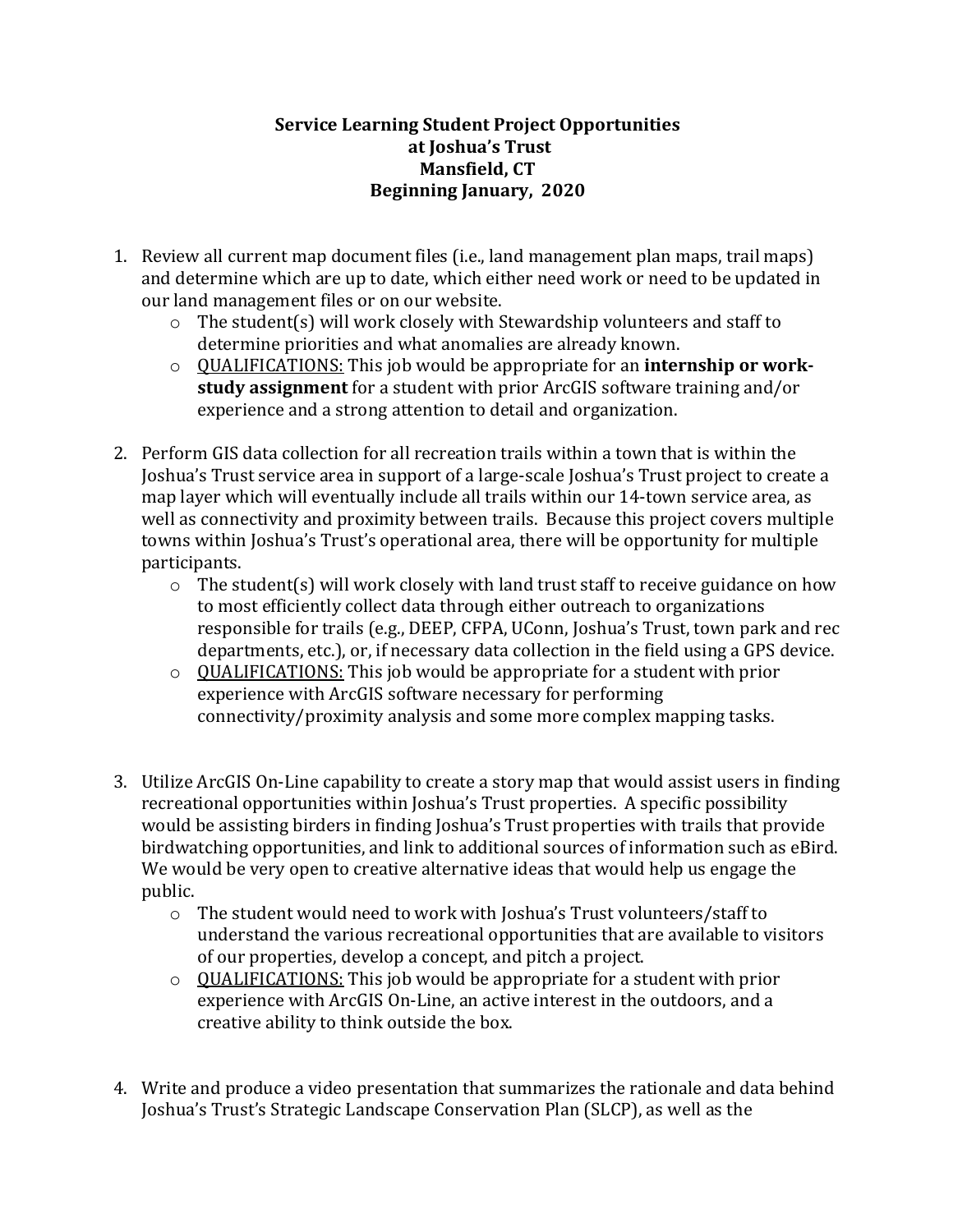**Service Learning Student Project Opportunities**
**at Joshua's Trust**
**Mansfield, CT**
**Beginning January, 2020**

1. Review all current map document files (i.e., land management plan maps, trail maps) and determine which are up to date, which either need work or need to be updated in our land management files or on our website.
   - The student(s) will work closely with Stewardship volunteers and staff to determine priorities and what anomalies are already known.
   - QUALIFICATIONS: This job would be appropriate for an **internship or work-study assignment** for a student with prior ArcGIS software training and/or experience and a strong attention to detail and organization.

2. Perform GIS data collection for all recreation trails within a town that is within the Joshua's Trust service area in support of a large-scale Joshua's Trust project to create a map layer which will eventually include all trails within our 14-town service area, as well as connectivity and proximity between trails. Because this project covers multiple towns within Joshua's Trust's operational area, there will be opportunity for multiple participants.
   - The student(s) will work closely with land trust staff to receive guidance on how to most efficiently collect data through either outreach to organizations responsible for trails (e.g., DEEP, CFPA, UConn, Joshua's Trust, town park and rec departments, etc.), or, if necessary data collection in the field using a GPS device.
   - QUALIFICATIONS: This job would be appropriate for a student with prior experience with ArcGIS software necessary for performing connectivity/proximity analysis and some more complex mapping tasks.

3. Utilize ArcGIS On-Line capability to create a story map that would assist users in finding recreational opportunities within Joshua's Trust properties. A specific possibility would be assisting birders in finding Joshua's Trust properties with trails that provide birdwatching opportunities, and link to additional sources of information such as eBird. We would be very open to creative alternative ideas that would help us engage the public.
   - The student would need to work with Joshua's Trust volunteers/staff to understand the various recreational opportunities that are available to visitors of our properties, develop a concept, and pitch a project.
   - QUALIFICATIONS: This job would be appropriate for a student with prior experience with ArcGIS On-Line, an active interest in the outdoors, and a creative ability to think outside the box.

4. Write and produce a video presentation that summarizes the rationale and data behind Joshua's Trust's Strategic Landscape Conservation Plan (SLCP), as well as the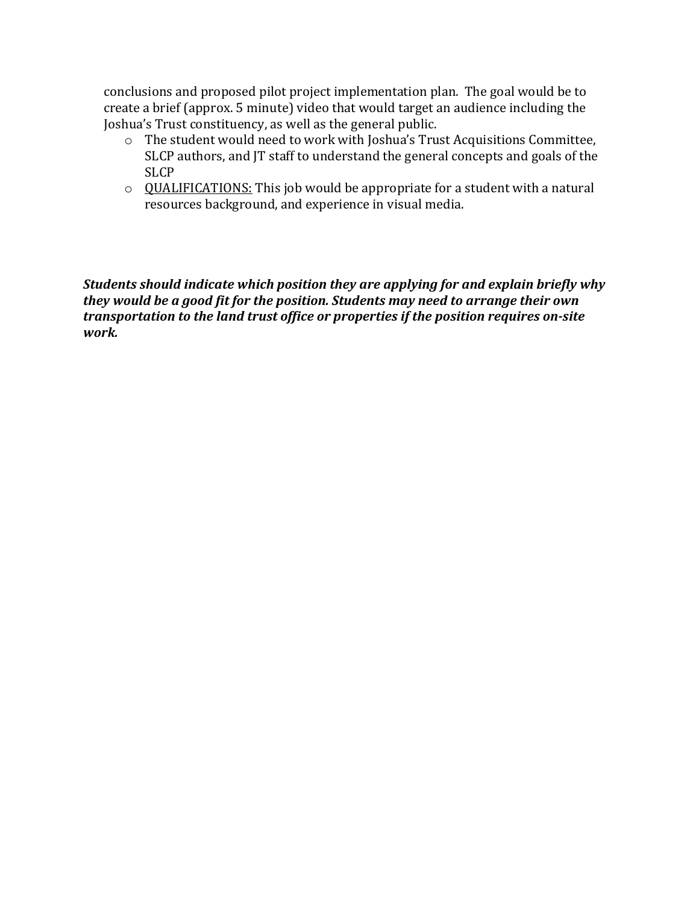conclusions and proposed pilot project implementation plan. The goal would be to create a brief (approx. 5 minute) video that would target an audience including the Joshua's Trust constituency, as well as the general public.

- The student would need to work with Joshua's Trust Acquisitions Committee, SLCP authors, and JT staff to understand the general concepts and goals of the SLCP
- QUALIFICATIONS: This job would be appropriate for a student with a natural resources background, and experience in visual media.

***Students should indicate which position they are applying for and explain briefly why they would be a good fit for the position. Students may need to arrange their own transportation to the land trust office or properties if the position requires on-site work.***